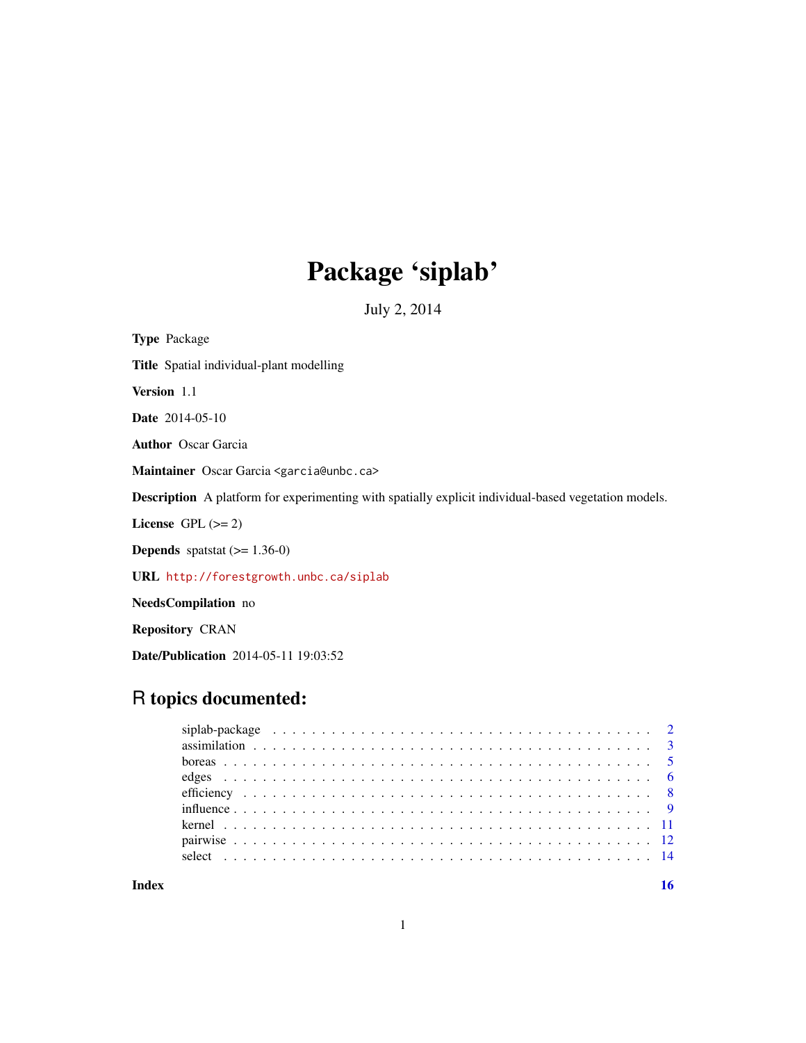# Package 'siplab'

July 2, 2014

**Type** Package

**Title** Spatial individual-plant modelling

**Version** 1.1

**Date** 2014-05-10

**Author** Oscar Garcia

**Maintainer** Oscar Garcia <garcia@unbc.ca>

**Description** A platform for experimenting with spatially explicit individual-based vegetation models.

**License** GPL (>= 2)

**Depends** spatstat (>= 1.36-0)

**URL** http://forestgrowth.unbc.ca/siplab

**NeedsCompilation** no

**Repository** CRAN

**Date/Publication** 2014-05-11 19:03:52

## R topics documented:

| | |
|---|---|
| siplab-package | 2 |
| assimilation | 3 |
| boreas | 5 |
| edges | 6 |
| efficiency | 8 |
| influence | 9 |
| kernel | 11 |
| pairwise | 12 |
| select | 14 |

**Index** **16**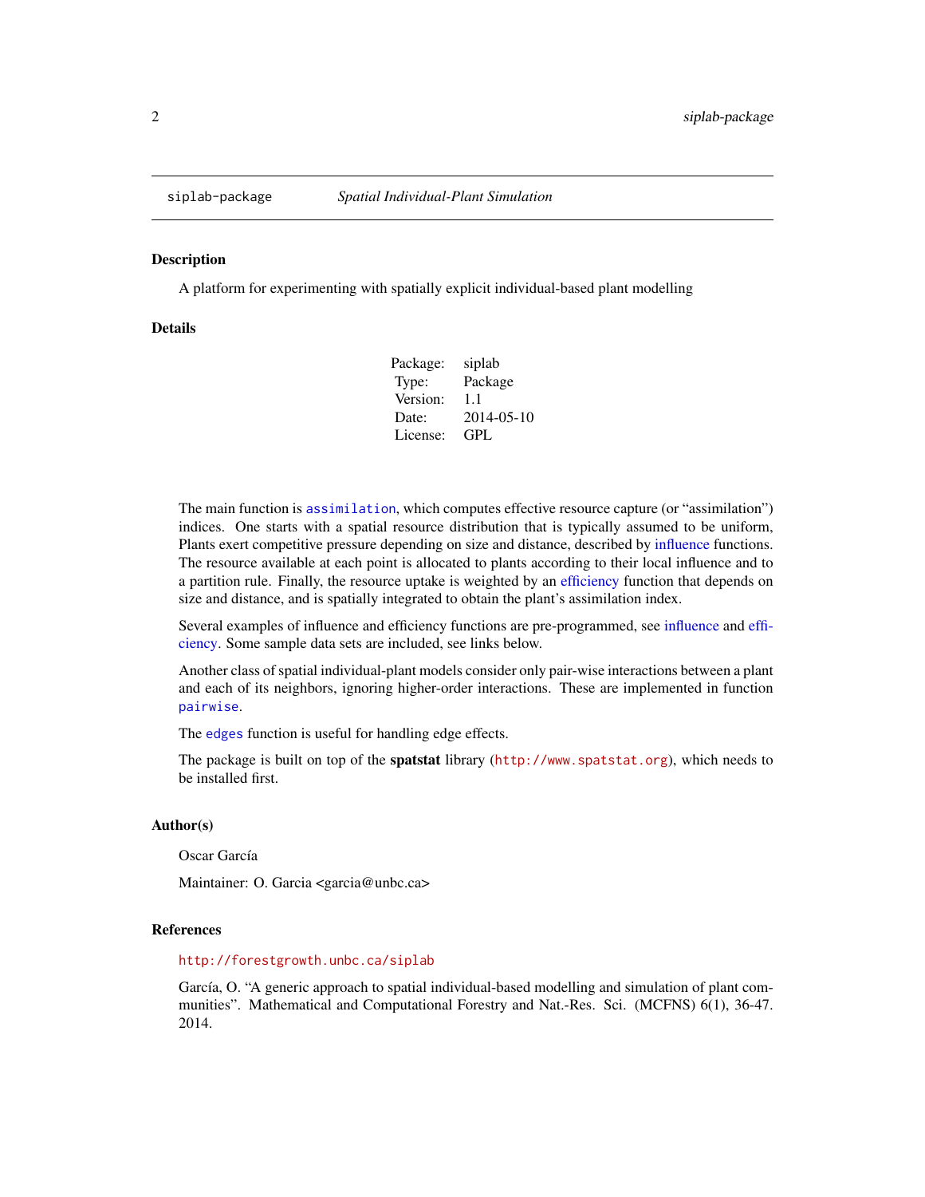siplab-package    *Spatial Individual-Plant Simulation*

## Description

A platform for experimenting with spatially explicit individual-based plant modelling

## Details

| | |
|---|---|
| Package: | siplab |
| Type: | Package |
| Version: | 1.1 |
| Date: | 2014-05-10 |
| License: | GPL |

The main function is `assimilation`, which computes effective resource capture (or "assimilation") indices. One starts with a spatial resource distribution that is typically assumed to be uniform, Plants exert competitive pressure depending on size and distance, described by influence functions. The resource available at each point is allocated to plants according to their local influence and to a partition rule. Finally, the resource uptake is weighted by an efficiency function that depends on size and distance, and is spatially integrated to obtain the plant's assimilation index.

Several examples of influence and efficiency functions are pre-programmed, see influence and efficiency. Some sample data sets are included, see links below.

Another class of spatial individual-plant models consider only pair-wise interactions between a plant and each of its neighbors, ignoring higher-order interactions. These are implemented in function `pairwise`.

The `edges` function is useful for handling edge effects.

The package is built on top of the **spatstat** library (`http://www.spatstat.org`), which needs to be installed first.

## Author(s)

Oscar García

Maintainer: O. Garcia <garcia@unbc.ca>

## References

`http://forestgrowth.unbc.ca/siplab`

García, O. "A generic approach to spatial individual-based modelling and simulation of plant communities". Mathematical and Computational Forestry and Nat.-Res. Sci. (MCFNS) 6(1), 36-47. 2014.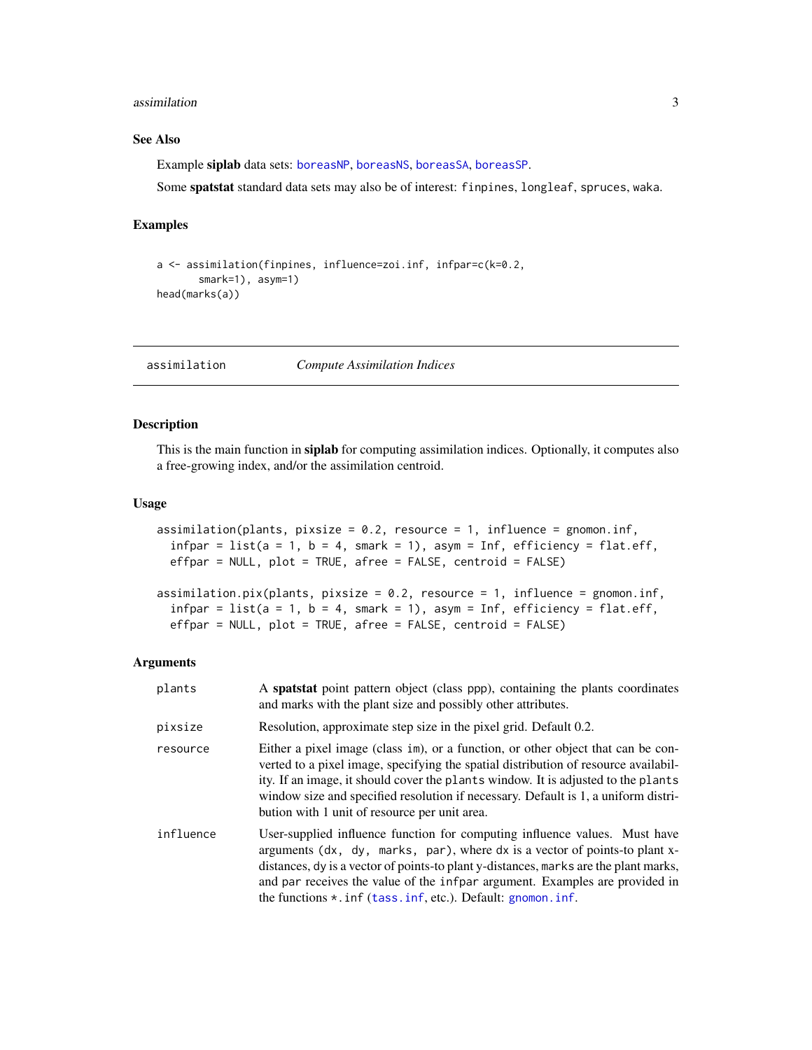### See Also

Example **siplab** data sets: boreasNP, boreasNS, boreasSA, boreasSP.

Some **spatstat** standard data sets may also be of interest: finpines, longleaf, spruces, waka.

### Examples

```
a <- assimilation(finpines, influence=zoi.inf, infpar=c(k=0.2,
       smark=1), asym=1)
head(marks(a))
```

---

## assimilation — *Compute Assimilation Indices*

### Description

This is the main function in **siplab** for computing assimilation indices. Optionally, it computes also a free-growing index, and/or the assimilation centroid.

### Usage

```
assimilation(plants, pixsize = 0.2, resource = 1, influence = gnomon.inf,
  infpar = list(a = 1, b = 4, smark = 1), asym = Inf, efficiency = flat.eff,
  effpar = NULL, plot = TRUE, afree = FALSE, centroid = FALSE)

assimilation.pix(plants, pixsize = 0.2, resource = 1, influence = gnomon.inf,
  infpar = list(a = 1, b = 4, smark = 1), asym = Inf, efficiency = flat.eff,
  effpar = NULL, plot = TRUE, afree = FALSE, centroid = FALSE)
```

### Arguments

| | |
|---|---|
| `plants` | A **spatstat** point pattern object (class ppp), containing the plants coordinates and marks with the plant size and possibly other attributes. |
| `pixsize` | Resolution, approximate step size in the pixel grid. Default 0.2. |
| `resource` | Either a pixel image (class im), or a function, or other object that can be converted to a pixel image, specifying the spatial distribution of resource availability. If an image, it should cover the `plants` window. It is adjusted to the `plants` window size and specified resolution if necessary. Default is 1, a uniform distribution with 1 unit of resource per unit area. |
| `influence` | User-supplied influence function for computing influence values. Must have arguments (`dx, dy, marks, par`), where `dx` is a vector of points-to plant x-distances, `dy` is a vector of points-to plant y-distances, `marks` are the plant marks, and `par` receives the value of the `infpar` argument. Examples are provided in the functions `*.inf` (`tass.inf`, etc.). Default: `gnomon.inf`. |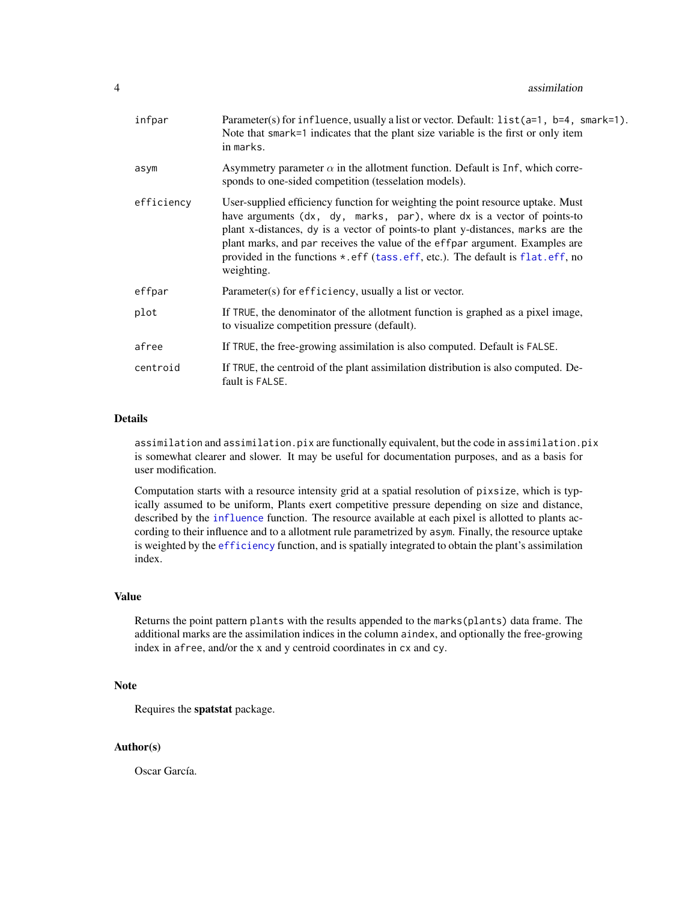| | |
|---|---|
| infpar | Parameter(s) for influence, usually a list or vector. Default: list(a=1, b=4, smark=1). Note that smark=1 indicates that the plant size variable is the first or only item in marks. |
| asym | Asymmetry parameter $\alpha$ in the allotment function. Default is Inf, which corresponds to one-sided competition (tesselation models). |
| efficiency | User-supplied efficiency function for weighting the point resource uptake. Must have arguments (dx, dy, marks, par), where dx is a vector of points-to plant x-distances, dy is a vector of points-to plant y-distances, marks are the plant marks, and par receives the value of the effpar argument. Examples are provided in the functions *.eff (tass.eff, etc.). The default is flat.eff, no weighting. |
| effpar | Parameter(s) for efficiency, usually a list or vector. |
| plot | If TRUE, the denominator of the allotment function is graphed as a pixel image, to visualize competition pressure (default). |
| afree | If TRUE, the free-growing assimilation is also computed. Default is FALSE. |
| centroid | If TRUE, the centroid of the plant assimilation distribution is also computed. Default is FALSE. |

## Details

assimilation and assimilation.pix are functionally equivalent, but the code in assimilation.pix is somewhat clearer and slower. It may be useful for documentation purposes, and as a basis for user modification.

Computation starts with a resource intensity grid at a spatial resolution of pixsize, which is typically assumed to be uniform, Plants exert competitive pressure depending on size and distance, described by the influence function. The resource available at each pixel is allotted to plants according to their influence and to a allotment rule parametrized by asym. Finally, the resource uptake is weighted by the efficiency function, and is spatially integrated to obtain the plant's assimilation index.

## Value

Returns the point pattern plants with the results appended to the marks(plants) data frame. The additional marks are the assimilation indices in the column aindex, and optionally the free-growing index in afree, and/or the x and y centroid coordinates in cx and cy.

## Note

Requires the **spatstat** package.

## Author(s)

Oscar García.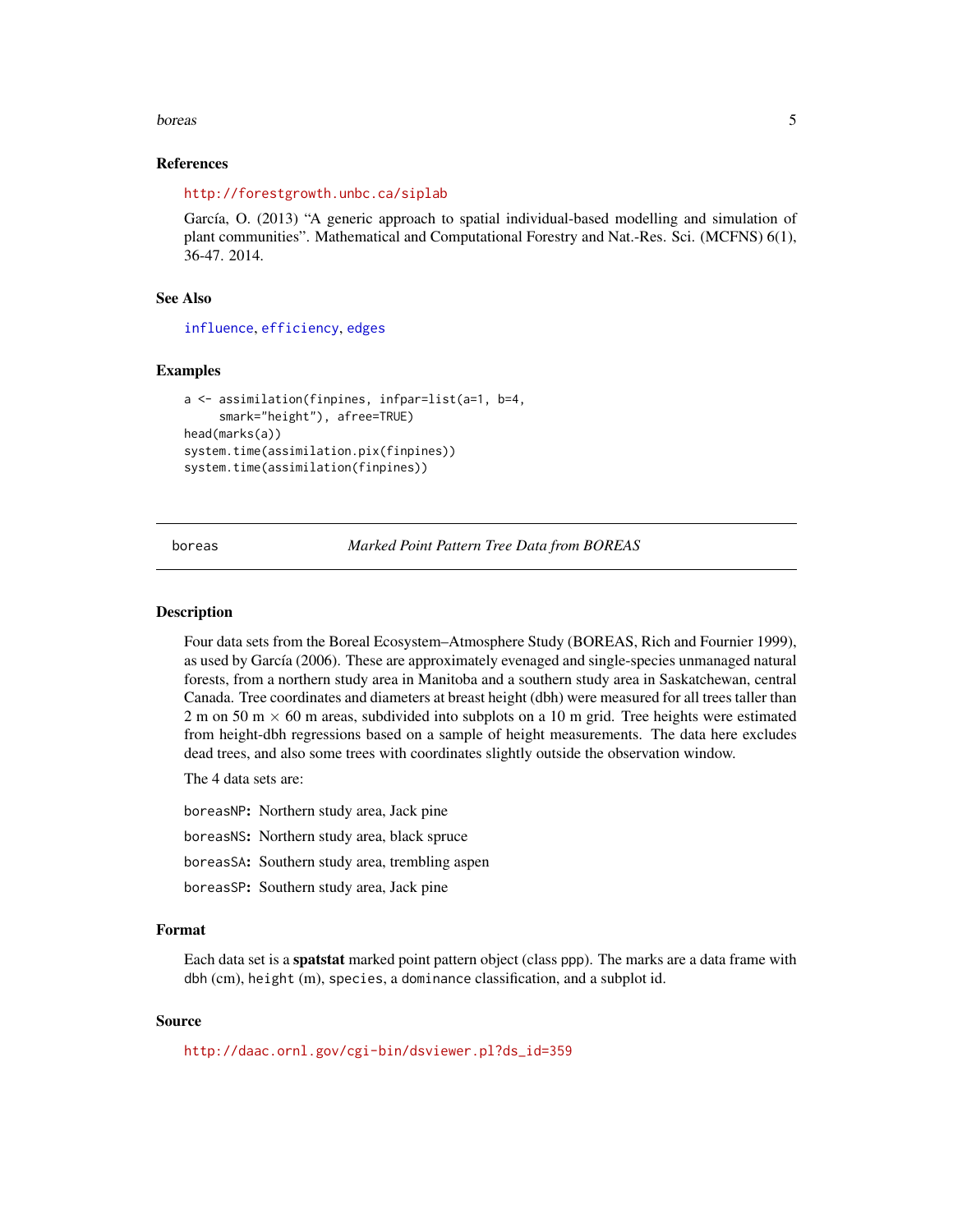### References

http://forestgrowth.unbc.ca/siplab

García, O. (2013) "A generic approach to spatial individual-based modelling and simulation of plant communities". Mathematical and Computational Forestry and Nat.-Res. Sci. (MCFNS) 6(1), 36-47. 2014.

### See Also

influence, efficiency, edges

### Examples

```
a <- assimilation(finpines, infpar=list(a=1, b=4,
     smark="height"), afree=TRUE)
head(marks(a))
system.time(assimilation.pix(finpines))
system.time(assimilation(finpines))
```

---

## boreas — *Marked Point Pattern Tree Data from BOREAS*

### Description

Four data sets from the Boreal Ecosystem–Atmosphere Study (BOREAS, Rich and Fournier 1999), as used by García (2006). These are approximately evenaged and single-species unmanaged natural forests, from a northern study area in Manitoba and a southern study area in Saskatchewan, central Canada. Tree coordinates and diameters at breast height (dbh) were measured for all trees taller than 2 m on 50 m $\times$ 60 m areas, subdivided into subplots on a 10 m grid. Tree heights were estimated from height-dbh regressions based on a sample of height measurements. The data here excludes dead trees, and also some trees with coordinates slightly outside the observation window.

The 4 data sets are:

**boreasNP:** Northern study area, Jack pine

**boreasNS:** Northern study area, black spruce

**boreasSA:** Southern study area, trembling aspen

**boreasSP:** Southern study area, Jack pine

### Format

Each data set is a **spatstat** marked point pattern object (class ppp). The marks are a data frame with dbh (cm), height (m), species, a dominance classification, and a subplot id.

### Source

http://daac.ornl.gov/cgi-bin/dsviewer.pl?ds_id=359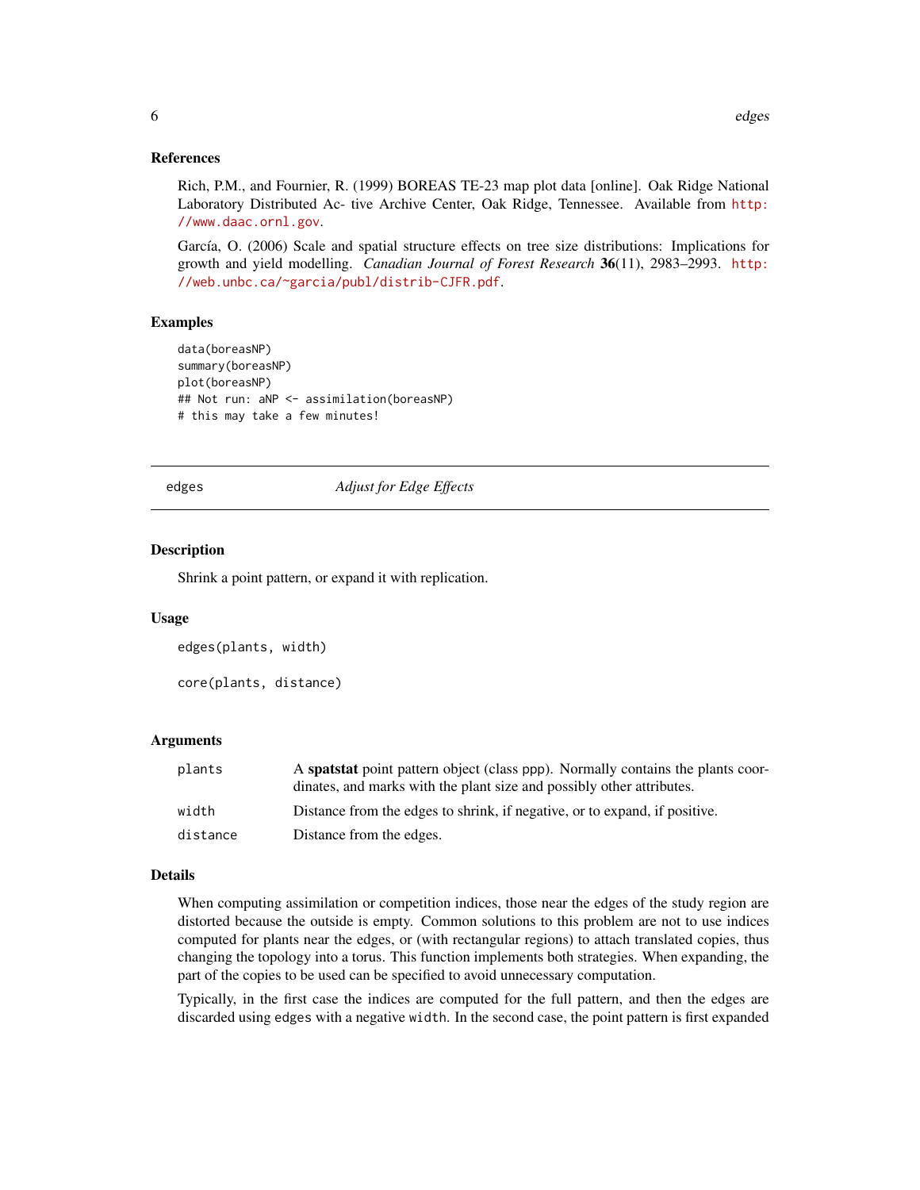### References

Rich, P.M., and Fournier, R. (1999) BOREAS TE-23 map plot data [online]. Oak Ridge National Laboratory Distributed Ac- tive Archive Center, Oak Ridge, Tennessee. Available from http://www.daac.ornl.gov.

García, O. (2006) Scale and spatial structure effects on tree size distributions: Implications for growth and yield modelling. *Canadian Journal of Forest Research* **36**(11), 2983–2993. http://web.unbc.ca/~garcia/publ/distrib-CJFR.pdf.

### Examples

```
data(boreasNP)
summary(boreasNP)
plot(boreasNP)
## Not run: aNP <- assimilation(boreasNP)
# this may take a few minutes!
```

---

## edges *Adjust for Edge Effects*

---

### Description

Shrink a point pattern, or expand it with replication.

### Usage

```
edges(plants, width)

core(plants, distance)
```

### Arguments

| | |
|---|---|
| plants | A **spatstat** point pattern object (class ppp). Normally contains the plants coordinates, and marks with the plant size and possibly other attributes. |
| width | Distance from the edges to shrink, if negative, or to expand, if positive. |
| distance | Distance from the edges. |

### Details

When computing assimilation or competition indices, those near the edges of the study region are distorted because the outside is empty. Common solutions to this problem are not to use indices computed for plants near the edges, or (with rectangular regions) to attach translated copies, thus changing the topology into a torus. This function implements both strategies. When expanding, the part of the copies to be used can be specified to avoid unnecessary computation.

Typically, in the first case the indices are computed for the full pattern, and then the edges are discarded using `edges` with a negative `width`. In the second case, the point pattern is first expanded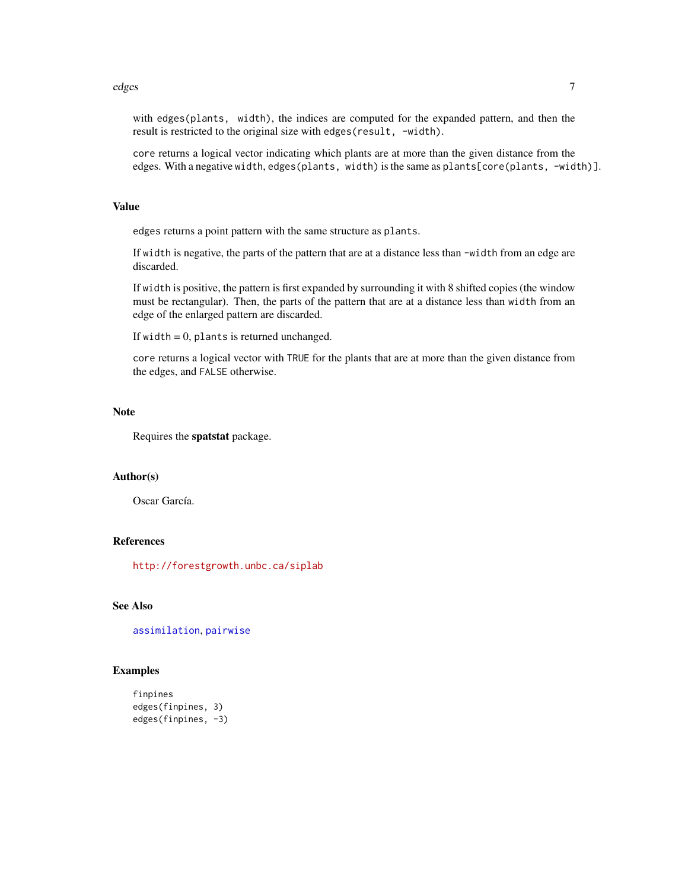with `edges(plants, width)`, the indices are computed for the expanded pattern, and then the result is restricted to the original size with `edges(result, -width)`.

`core` returns a logical vector indicating which plants are at more than the given distance from the edges. With a negative `width`, `edges(plants, width)` is the same as `plants[core(plants, -width)]`.

## Value

`edges` returns a point pattern with the same structure as `plants`.

If `width` is negative, the parts of the pattern that are at a distance less than `-width` from an edge are discarded.

If `width` is positive, the pattern is first expanded by surrounding it with 8 shifted copies (the window must be rectangular). Then, the parts of the pattern that are at a distance less than `width` from an edge of the enlarged pattern are discarded.

If `width` = 0, `plants` is returned unchanged.

`core` returns a logical vector with `TRUE` for the plants that are at more than the given distance from the edges, and `FALSE` otherwise.

## Note

Requires the **spatstat** package.

## Author(s)

Oscar García.

## References

http://forestgrowth.unbc.ca/siplab

## See Also

`assimilation`, `pairwise`

## Examples

```
finpines
edges(finpines, 3)
edges(finpines, -3)
```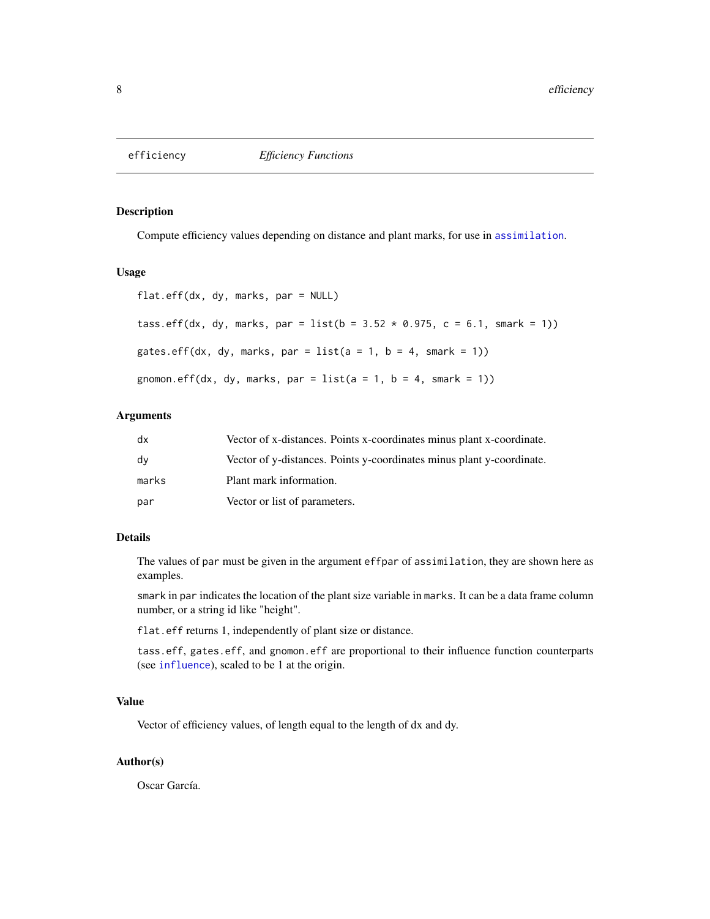# efficiency — *Efficiency Functions*

## Description

Compute efficiency values depending on distance and plant marks, for use in `assimilation`.

## Usage

```
flat.eff(dx, dy, marks, par = NULL)

tass.eff(dx, dy, marks, par = list(b = 3.52 * 0.975, c = 6.1, smark = 1))

gates.eff(dx, dy, marks, par = list(a = 1, b = 4, smark = 1))

gnomon.eff(dx, dy, marks, par = list(a = 1, b = 4, smark = 1))
```

## Arguments

| | |
|---|---|
| `dx` | Vector of x-distances. Points x-coordinates minus plant x-coordinate. |
| `dy` | Vector of y-distances. Points y-coordinates minus plant y-coordinate. |
| `marks` | Plant mark information. |
| `par` | Vector or list of parameters. |

## Details

The values of `par` must be given in the argument `effpar` of `assimilation`, they are shown here as examples.

`smark` in `par` indicates the location of the plant size variable in `marks`. It can be a data frame column number, or a string id like "height".

`flat.eff` returns 1, independently of plant size or distance.

`tass.eff`, `gates.eff`, and `gnomon.eff` are proportional to their influence function counterparts (see `influence`), scaled to be 1 at the origin.

## Value

Vector of efficiency values, of length equal to the length of dx and dy.

## Author(s)

Oscar García.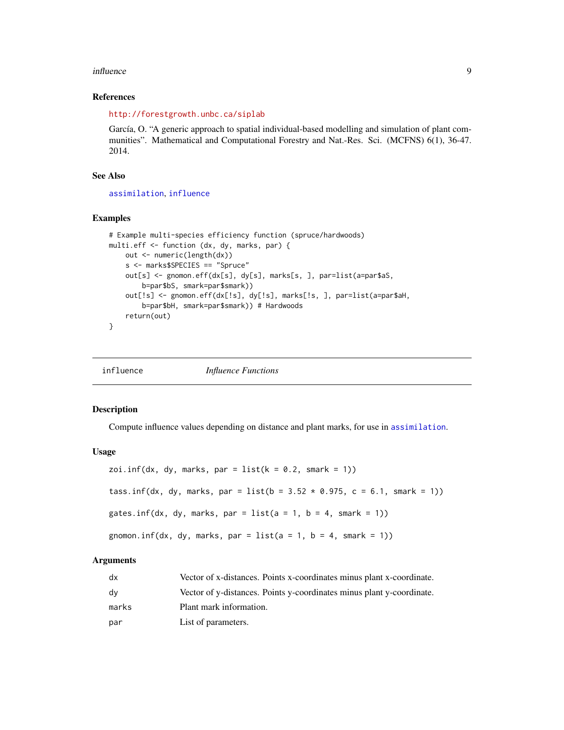### References

http://forestgrowth.unbc.ca/siplab

García, O. "A generic approach to spatial individual-based modelling and simulation of plant communities". Mathematical and Computational Forestry and Nat.-Res. Sci. (MCFNS) 6(1), 36-47. 2014.

### See Also

assimilation, influence

### Examples

```
# Example multi-species efficiency function (spruce/hardwoods)
multi.eff <- function (dx, dy, marks, par) {
    out <- numeric(length(dx))
    s <- marks$SPECIES == "Spruce"
    out[s] <- gnomon.eff(dx[s], dy[s], marks[s, ], par=list(a=par$aS,
        b=par$bS, smark=par$smark))
    out[!s] <- gnomon.eff(dx[!s], dy[!s], marks[!s, ], par=list(a=par$aH,
        b=par$bH, smark=par$smark)) # Hardwoods
    return(out)
}
```

---

## influence — *Influence Functions*

### Description

Compute influence values depending on distance and plant marks, for use in assimilation.

### Usage

```
zoi.inf(dx, dy, marks, par = list(k = 0.2, smark = 1))

tass.inf(dx, dy, marks, par = list(b = 3.52 * 0.975, c = 6.1, smark = 1))

gates.inf(dx, dy, marks, par = list(a = 1, b = 4, smark = 1))

gnomon.inf(dx, dy, marks, par = list(a = 1, b = 4, smark = 1))
```

### Arguments

| | |
|---|---|
| dx | Vector of x-distances. Points x-coordinates minus plant x-coordinate. |
| dy | Vector of y-distances. Points y-coordinates minus plant y-coordinate. |
| marks | Plant mark information. |
| par | List of parameters. |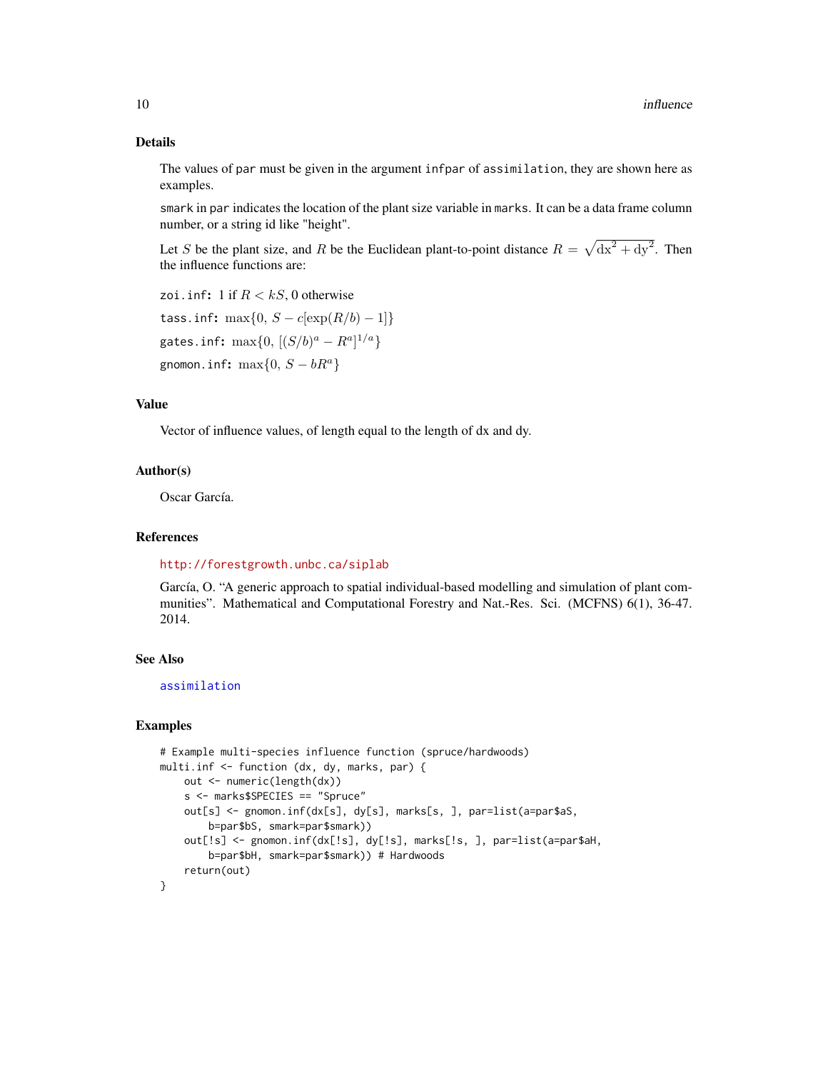## Details

The values of `par` must be given in the argument `infpar` of `assimilation`, they are shown here as examples.

`smark` in `par` indicates the location of the plant size variable in `marks`. It can be a data frame column number, or a string id like "height".

Let $S$ be the plant size, and $R$ be the Euclidean plant-to-point distance $R = \sqrt{\mathrm{dx}^2 + \mathrm{dy}^2}$. Then the influence functions are:

`zoi.inf`**:** 1 if $R < kS$, 0 otherwise

`tass.inf`**:** $\max\{0,\ S - c[\exp(R/b) - 1]\}$

`gates.inf`**:** $\max\{0,\ [(S/b)^a - R^a]^{1/a}\}$

`gnomon.inf`**:** $\max\{0,\ S - bR^a\}$

## Value

Vector of influence values, of length equal to the length of dx and dy.

## Author(s)

Oscar García.

## References

http://forestgrowth.unbc.ca/siplab

García, O. "A generic approach to spatial individual-based modelling and simulation of plant communities". Mathematical and Computational Forestry and Nat.-Res. Sci. (MCFNS) 6(1), 36-47. 2014.

## See Also

`assimilation`

## Examples

```
# Example multi-species influence function (spruce/hardwoods)
multi.inf <- function (dx, dy, marks, par) {
    out <- numeric(length(dx))
    s <- marks$SPECIES == "Spruce"
    out[s] <- gnomon.inf(dx[s], dy[s], marks[s, ], par=list(a=par$aS,
        b=par$bS, smark=par$smark))
    out[!s] <- gnomon.inf(dx[!s], dy[!s], marks[!s, ], par=list(a=par$aH,
        b=par$bH, smark=par$smark)) # Hardwoods
    return(out)
}
```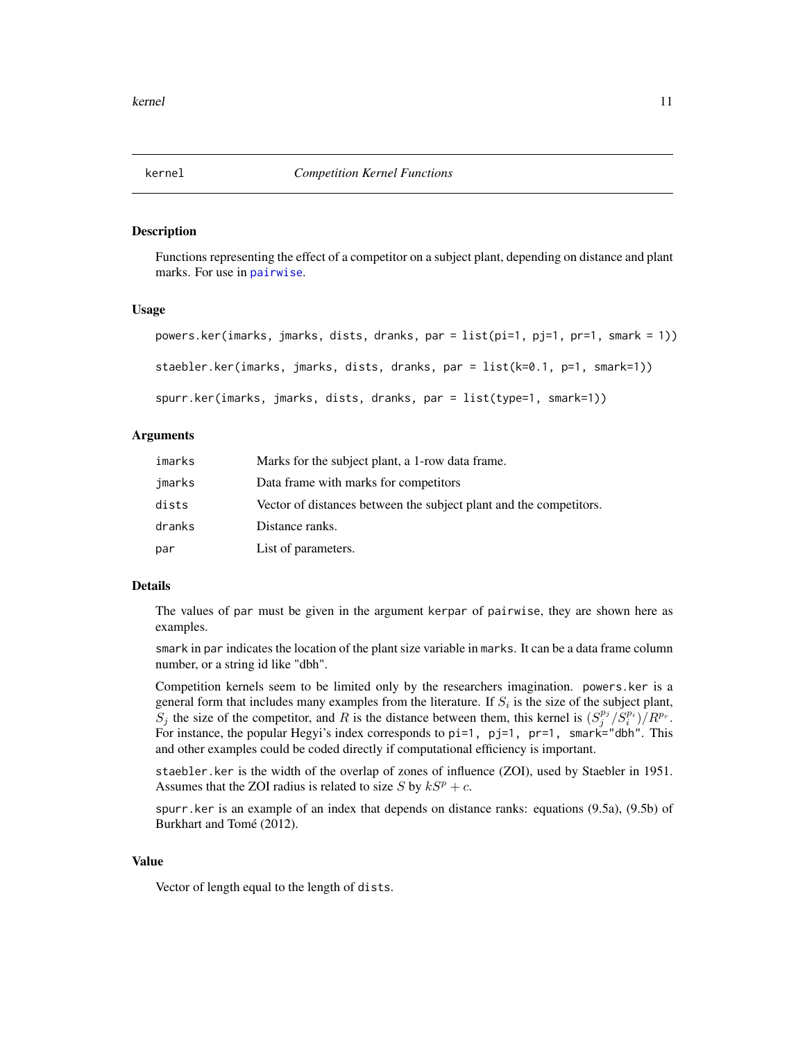## kernel    *Competition Kernel Functions*

### Description

Functions representing the effect of a competitor on a subject plant, depending on distance and plant marks. For use in pairwise.

### Usage

```
powers.ker(imarks, jmarks, dists, dranks, par = list(pi=1, pj=1, pr=1, smark = 1))

staebler.ker(imarks, jmarks, dists, dranks, par = list(k=0.1, p=1, smark=1))

spurr.ker(imarks, jmarks, dists, dranks, par = list(type=1, smark=1))
```

### Arguments

| | |
|---|---|
| imarks | Marks for the subject plant, a 1-row data frame. |
| jmarks | Data frame with marks for competitors |
| dists | Vector of distances between the subject plant and the competitors. |
| dranks | Distance ranks. |
| par | List of parameters. |

### Details

The values of par must be given in the argument kerpar of pairwise, they are shown here as examples.

smark in par indicates the location of the plant size variable in marks. It can be a data frame column number, or a string id like "dbh".

Competition kernels seem to be limited only by the researchers imagination. powers.ker is a general form that includes many examples from the literature. If $S_i$ is the size of the subject plant, $S_j$ the size of the competitor, and $R$ is the distance between them, this kernel is $(S_j^{p_j}/S_i^{p_i})/R^{p_r}$. For instance, the popular Hegyi's index corresponds to pi=1, pj=1, pr=1, smark="dbh". This and other examples could be coded directly if computational efficiency is important.

staebler.ker is the width of the overlap of zones of influence (ZOI), used by Staebler in 1951. Assumes that the ZOI radius is related to size $S$ by $kS^p + c$.

spurr.ker is an example of an index that depends on distance ranks: equations (9.5a), (9.5b) of Burkhart and Tomé (2012).

### Value

Vector of length equal to the length of dists.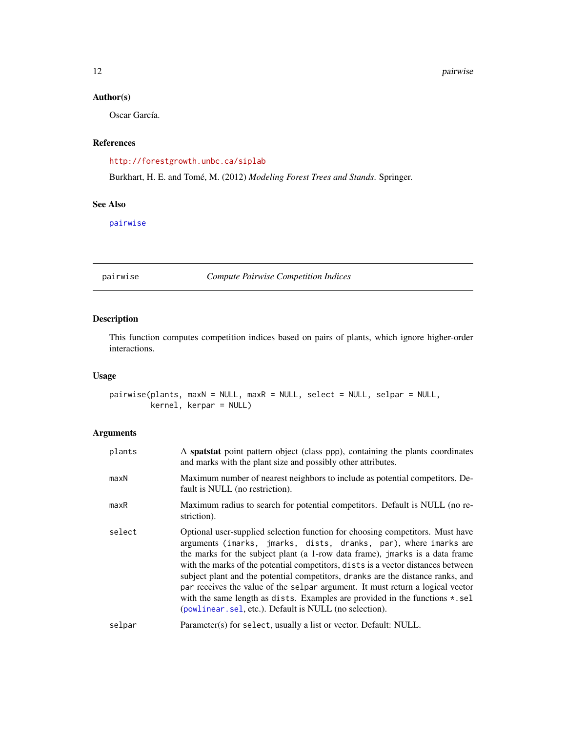## Author(s)

Oscar García.

## References

http://forestgrowth.unbc.ca/siplab

Burkhart, H. E. and Tomé, M. (2012) *Modeling Forest Trees and Stands*. Springer.

## See Also

pairwise

---

# pairwise — *Compute Pairwise Competition Indices*

---

## Description

This function computes competition indices based on pairs of plants, which ignore higher-order interactions.

## Usage

```
pairwise(plants, maxN = NULL, maxR = NULL, select = NULL, selpar = NULL,
        kernel, kerpar = NULL)
```

## Arguments

| Argument | Description |
|---|---|
| `plants` | A **spatstat** point pattern object (class ppp), containing the plants coordinates and marks with the plant size and possibly other attributes. |
| `maxN` | Maximum number of nearest neighbors to include as potential competitors. Default is NULL (no restriction). |
| `maxR` | Maximum radius to search for potential competitors. Default is NULL (no restriction). |
| `select` | Optional user-supplied selection function for choosing competitors. Must have arguments `(imarks, jmarks, dists, dranks, par)`, where `imarks` are the marks for the subject plant (a 1-row data frame), `jmarks` is a data frame with the marks of the potential competitors, `dists` is a vector distances between subject plant and the potential competitors, `dranks` are the distance ranks, and `par` receives the value of the `selpar` argument. It must return a logical vector with the same length as `dists`. Examples are provided in the functions `*.sel` (`powlinear.sel`, etc.). Default is NULL (no selection). |
| `selpar` | Parameter(s) for `select`, usually a list or vector. Default: NULL. |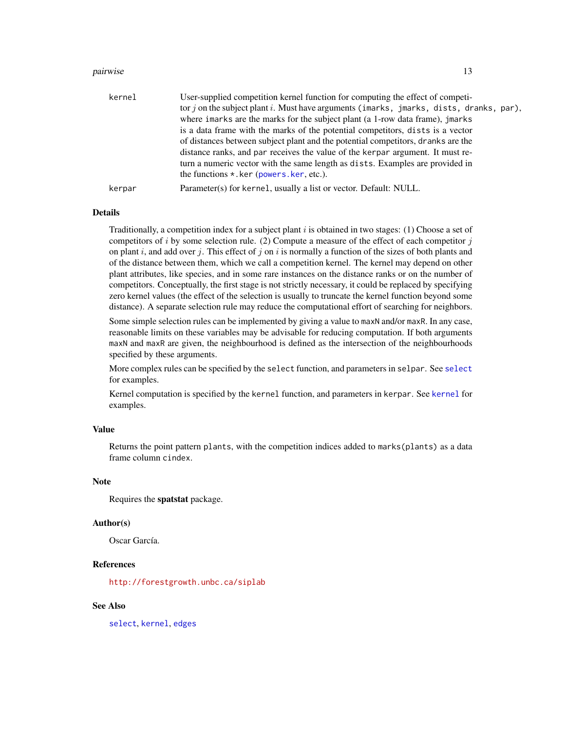| | |
|---|---|
| kernel | User-supplied competition kernel function for computing the effect of competitor $j$ on the subject plant $i$. Must have arguments (imarks, jmarks, dists, dranks, par), where imarks are the marks for the subject plant (a 1-row data frame), jmarks is a data frame with the marks of the potential competitors, dists is a vector of distances between subject plant and the potential competitors, dranks are the distance ranks, and par receives the value of the kerpar argument. It must return a numeric vector with the same length as dists. Examples are provided in the functions *.ker (powers.ker, etc.). |
| kerpar | Parameter(s) for kernel, usually a list or vector. Default: NULL. |

## Details

Traditionally, a competition index for a subject plant $i$ is obtained in two stages: (1) Choose a set of competitors of $i$ by some selection rule. (2) Compute a measure of the effect of each competitor $j$ on plant $i$, and add over $j$. This effect of $j$ on $i$ is normally a function of the sizes of both plants and of the distance between them, which we call a competition kernel. The kernel may depend on other plant attributes, like species, and in some rare instances on the distance ranks or on the number of competitors. Conceptually, the first stage is not strictly necessary, it could be replaced by specifying zero kernel values (the effect of the selection is usually to truncate the kernel function beyond some distance). A separate selection rule may reduce the computational effort of searching for neighbors.

Some simple selection rules can be implemented by giving a value to maxN and/or maxR. In any case, reasonable limits on these variables may be advisable for reducing computation. If both arguments maxN and maxR are given, the neighbourhood is defined as the intersection of the neighbourhoods specified by these arguments.

More complex rules can be specified by the select function, and parameters in selpar. See select for examples.

Kernel computation is specified by the kernel function, and parameters in kerpar. See kernel for examples.

## Value

Returns the point pattern plants, with the competition indices added to marks(plants) as a data frame column cindex.

## Note

Requires the **spatstat** package.

## Author(s)

Oscar García.

## References

http://forestgrowth.unbc.ca/siplab

## See Also

select, kernel, edges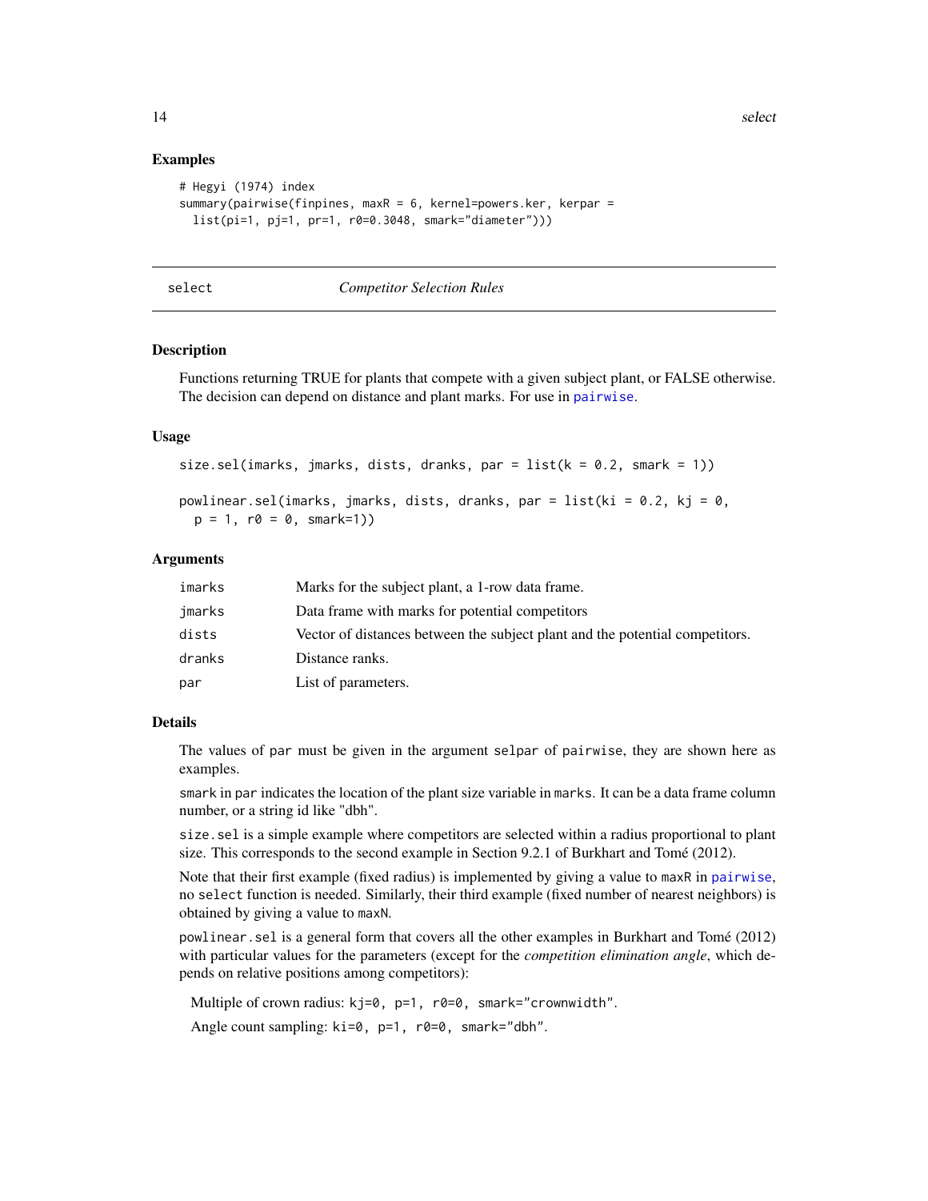## Examples

```
# Hegyi (1974) index
summary(pairwise(finpines, maxR = 6, kernel=powers.ker, kerpar =
  list(pi=1, pj=1, pr=1, r0=0.3048, smark="diameter")))
```

---

# select — *Competitor Selection Rules*

---

## Description

Functions returning TRUE for plants that compete with a given subject plant, or FALSE otherwise. The decision can depend on distance and plant marks. For use in pairwise.

## Usage

```
size.sel(imarks, jmarks, dists, dranks, par = list(k = 0.2, smark = 1))

powlinear.sel(imarks, jmarks, dists, dranks, par = list(ki = 0.2, kj = 0,
  p = 1, r0 = 0, smark=1))
```

## Arguments

| | |
|---|---|
| imarks | Marks for the subject plant, a 1-row data frame. |
| jmarks | Data frame with marks for potential competitors |
| dists | Vector of distances between the subject plant and the potential competitors. |
| dranks | Distance ranks. |
| par | List of parameters. |

## Details

The values of `par` must be given in the argument `selpar` of `pairwise`, they are shown here as examples.

`smark` in `par` indicates the location of the plant size variable in `marks`. It can be a data frame column number, or a string id like "dbh".

`size.sel` is a simple example where competitors are selected within a radius proportional to plant size. This corresponds to the second example in Section 9.2.1 of Burkhart and Tomé (2012).

Note that their first example (fixed radius) is implemented by giving a value to `maxR` in pairwise, no `select` function is needed. Similarly, their third example (fixed number of nearest neighbors) is obtained by giving a value to `maxN`.

`powlinear.sel` is a general form that covers all the other examples in Burkhart and Tomé (2012) with particular values for the parameters (except for the *competition elimination angle*, which depends on relative positions among competitors):

Multiple of crown radius: `kj=0, p=1, r0=0, smark="crownwidth"`.

Angle count sampling: `ki=0, p=1, r0=0, smark="dbh"`.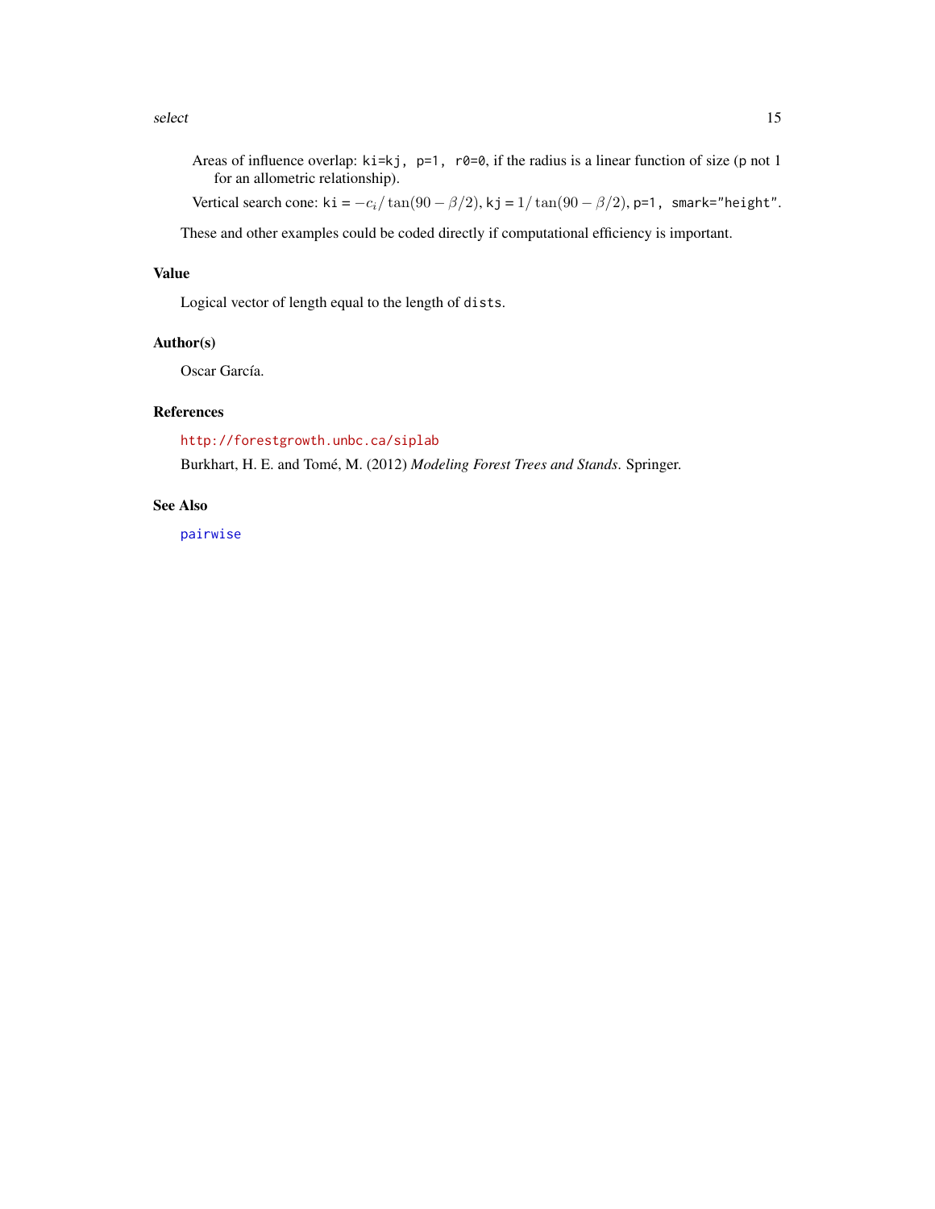Areas of influence overlap: `ki=kj, p=1, r0=0`, if the radius is a linear function of size (`p` not 1 for an allometric relationship).

Vertical search cone: `ki` = $-c_i/\tan(90-\beta/2)$, `kj` = $1/\tan(90-\beta/2)$, `p=1, smark="height"`.

These and other examples could be coded directly if computational efficiency is important.

## Value

Logical vector of length equal to the length of `dists`.

## Author(s)

Oscar García.

## References

http://forestgrowth.unbc.ca/siplab

Burkhart, H. E. and Tomé, M. (2012) *Modeling Forest Trees and Stands*. Springer.

## See Also

`pairwise`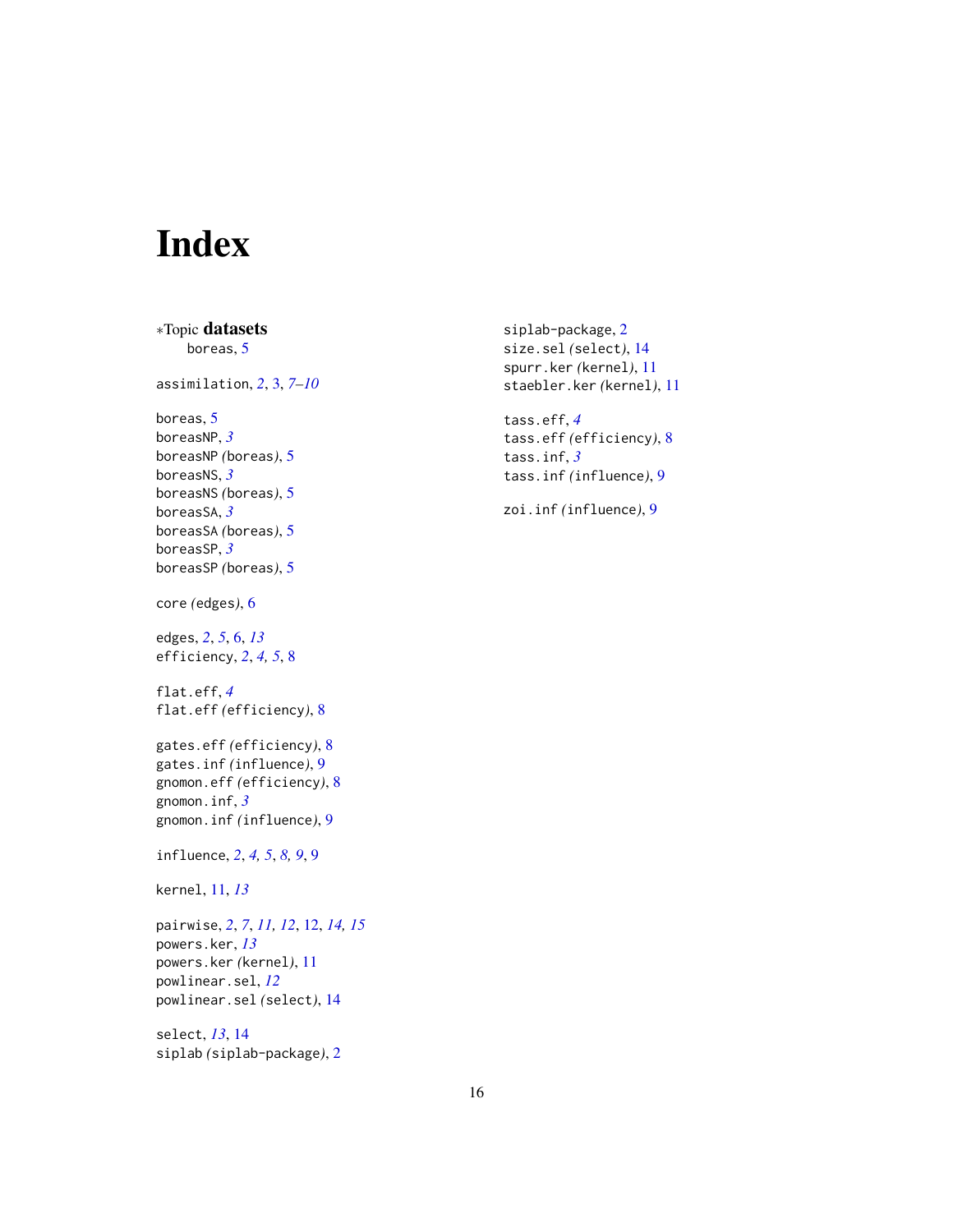# Index

∗Topic **datasets**
  boreas, 5

assimilation, 2, 3, 7–10

boreas, 5
boreasNP, 3
boreasNP (boreas), 5
boreasNS, 3
boreasNS (boreas), 5
boreasSA, 3
boreasSA (boreas), 5
boreasSP, 3
boreasSP (boreas), 5

core (edges), 6

edges, 2, 5, 6, 13
efficiency, 2, 4, 5, 8

flat.eff, 4
flat.eff (efficiency), 8

gates.eff (efficiency), 8
gates.inf (influence), 9
gnomon.eff (efficiency), 8
gnomon.inf, 3
gnomon.inf (influence), 9

influence, 2, 4, 5, 8, 9, 9

kernel, 11, 13

pairwise, 2, 7, 11, 12, 12, 14, 15
powers.ker, 13
powers.ker (kernel), 11
powlinear.sel, 12
powlinear.sel (select), 14

select, 13, 14
siplab (siplab-package), 2
siplab-package, 2
size.sel (select), 14
spurr.ker (kernel), 11
staebler.ker (kernel), 11

tass.eff, 4
tass.eff (efficiency), 8
tass.inf, 3
tass.inf (influence), 9

zoi.inf (influence), 9